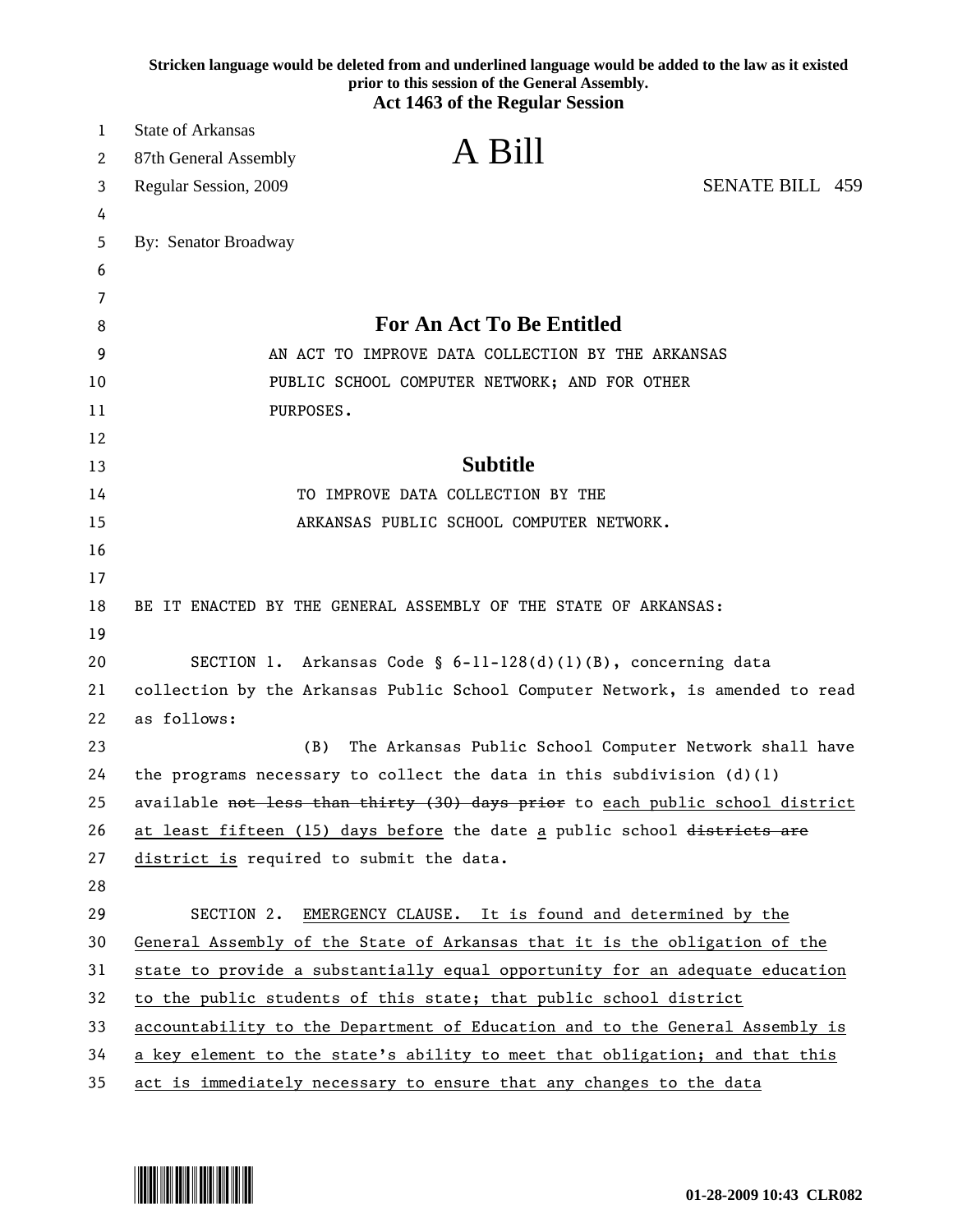**Stricken language would be deleted from and underlined language would be added to the law as it existed prior to this session of the General Assembly.**

**Act 1463 of the Regular Session**

State of Arkansas
87th General Assembly
Regular Session, 2009

# A Bill

SENATE BILL 459

By: Senator Broadway

## For An Act To Be Entitled

AN ACT TO IMPROVE DATA COLLECTION BY THE ARKANSAS PUBLIC SCHOOL COMPUTER NETWORK; AND FOR OTHER PURPOSES.

## Subtitle

TO IMPROVE DATA COLLECTION BY THE ARKANSAS PUBLIC SCHOOL COMPUTER NETWORK.

BE IT ENACTED BY THE GENERAL ASSEMBLY OF THE STATE OF ARKANSAS:

SECTION 1. Arkansas Code § 6-11-128(d)(1)(B), concerning data collection by the Arkansas Public School Computer Network, is amended to read as follows:

(B) The Arkansas Public School Computer Network shall have the programs necessary to collect the data in this subdivision (d)(1) available ~~not less than thirty (30) days prior~~ to <u>each public school district at least fifteen (15) days before</u> the date <u>a</u> public school ~~districts are~~ <u>district is</u> required to submit the data.

SECTION 2. <u>EMERGENCY CLAUSE. It is found and determined by the General Assembly of the State of Arkansas that it is the obligation of the state to provide a substantially equal opportunity for an adequate education to the public students of this state; that public school district accountability to the Department of Education and to the General Assembly is a key element to the state's ability to meet that obligation; and that this act is immediately necessary to ensure that any changes to the data</u>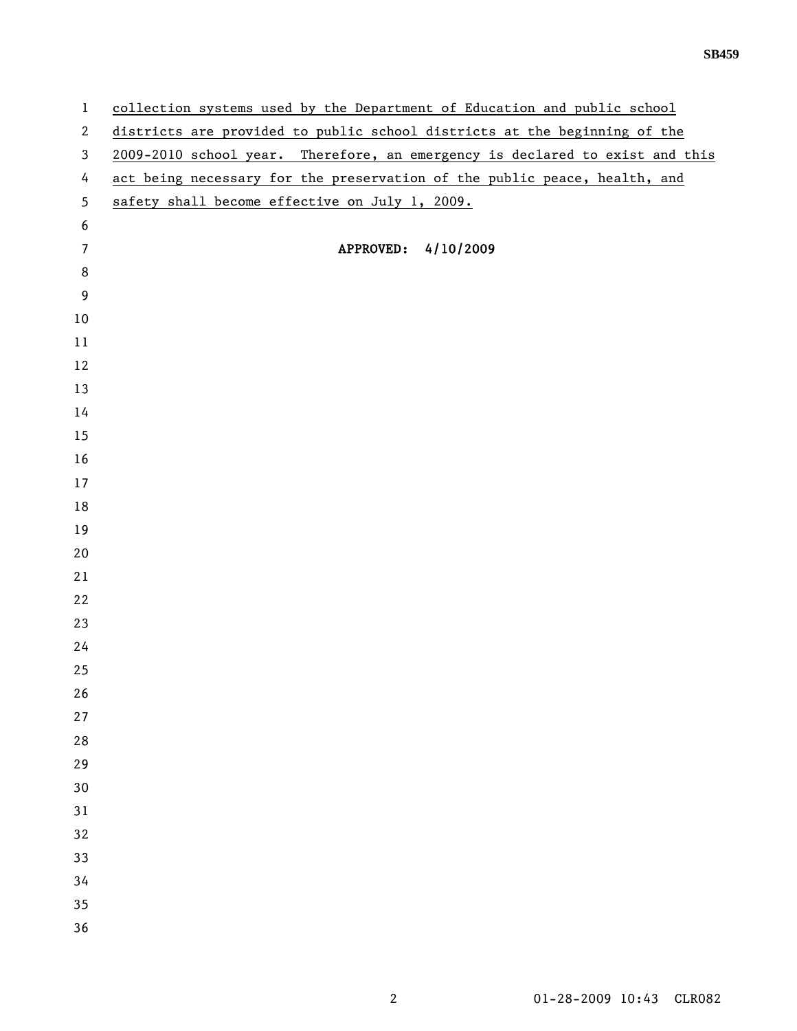collection systems used by the Department of Education and public school districts are provided to public school districts at the beginning of the 2009-2010 school year. Therefore, an emergency is declared to exist and this act being necessary for the preservation of the public peace, health, and safety shall become effective on July 1, 2009.

**APPROVED: 4/10/2009**